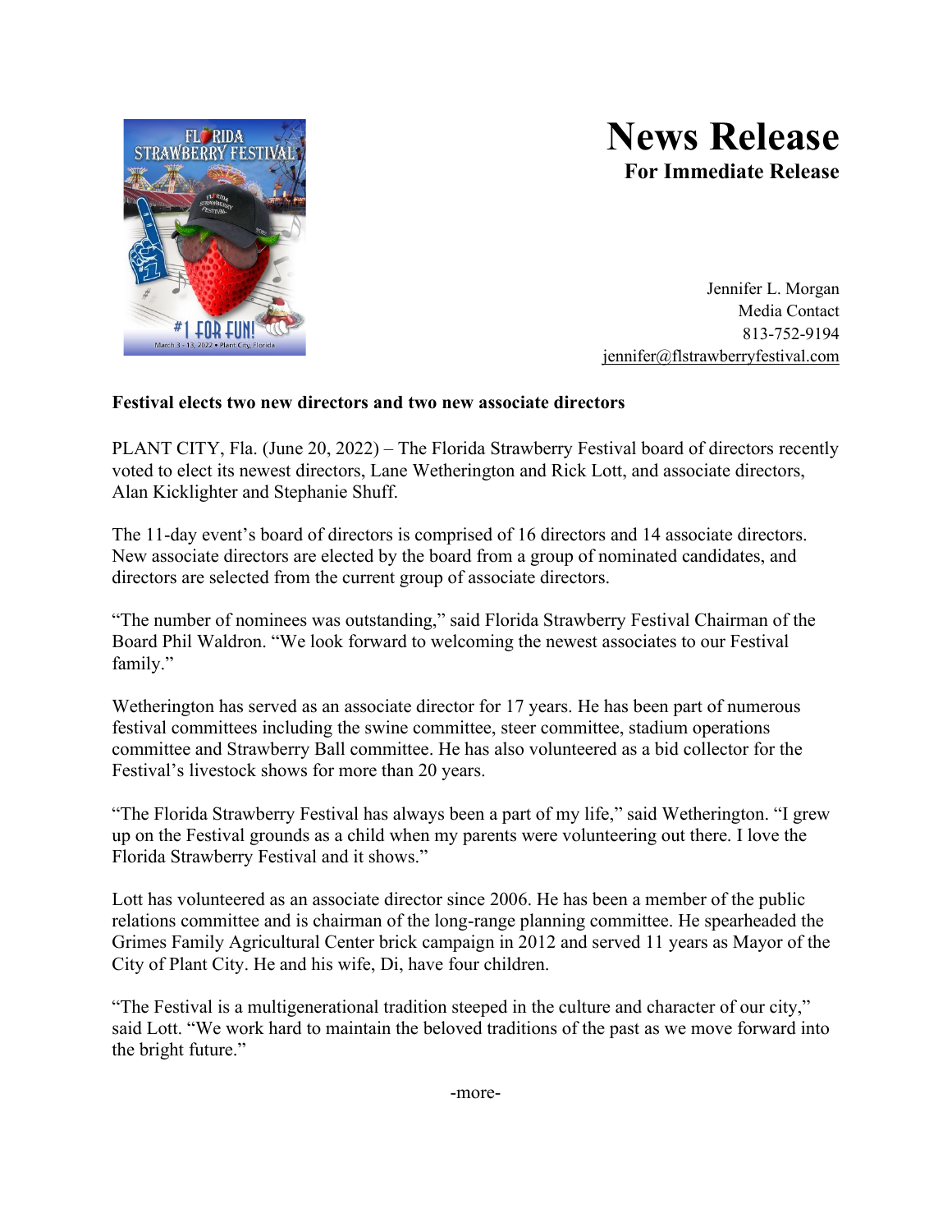# News Release

**For Immediate Release**

Jennifer L. Morgan
Media Contact
813-752-9194
jennifer@flstrawberryfestival.com

**Festival elects two new directors and two new associate directors**

PLANT CITY, Fla. (June 20, 2022) – The Florida Strawberry Festival board of directors recently voted to elect its newest directors, Lane Wetherington and Rick Lott, and associate directors, Alan Kicklighter and Stephanie Shuff.

The 11-day event's board of directors is comprised of 16 directors and 14 associate directors. New associate directors are elected by the board from a group of nominated candidates, and directors are selected from the current group of associate directors.

"The number of nominees was outstanding," said Florida Strawberry Festival Chairman of the Board Phil Waldron. "We look forward to welcoming the newest associates to our Festival family."

Wetherington has served as an associate director for 17 years. He has been part of numerous festival committees including the swine committee, steer committee, stadium operations committee and Strawberry Ball committee. He has also volunteered as a bid collector for the Festival's livestock shows for more than 20 years.

"The Florida Strawberry Festival has always been a part of my life," said Wetherington. "I grew up on the Festival grounds as a child when my parents were volunteering out there. I love the Florida Strawberry Festival and it shows."

Lott has volunteered as an associate director since 2006. He has been a member of the public relations committee and is chairman of the long-range planning committee. He spearheaded the Grimes Family Agricultural Center brick campaign in 2012 and served 11 years as Mayor of the City of Plant City. He and his wife, Di, have four children.

"The Festival is a multigenerational tradition steeped in the culture and character of our city," said Lott. "We work hard to maintain the beloved traditions of the past as we move forward into the bright future."

-more-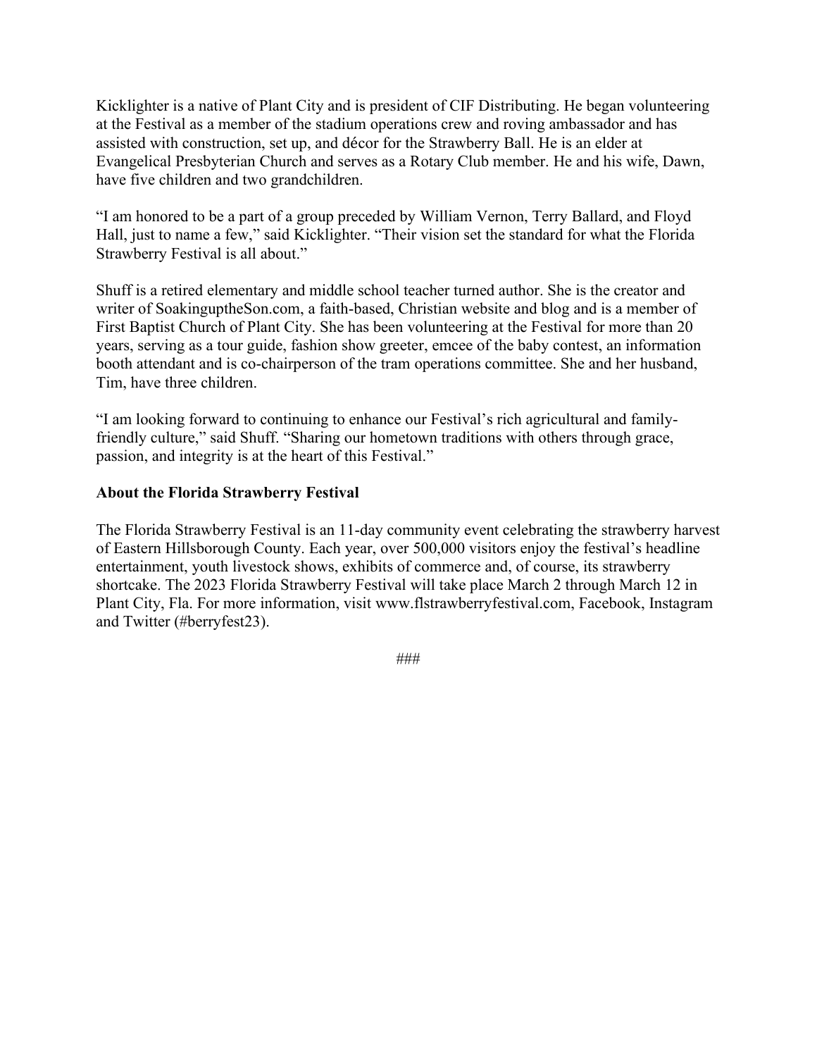Kicklighter is a native of Plant City and is president of CIF Distributing. He began volunteering at the Festival as a member of the stadium operations crew and roving ambassador and has assisted with construction, set up, and décor for the Strawberry Ball. He is an elder at Evangelical Presbyterian Church and serves as a Rotary Club member. He and his wife, Dawn, have five children and two grandchildren.

"I am honored to be a part of a group preceded by William Vernon, Terry Ballard, and Floyd Hall, just to name a few," said Kicklighter. "Their vision set the standard for what the Florida Strawberry Festival is all about."

Shuff is a retired elementary and middle school teacher turned author. She is the creator and writer of SoakinguptheSon.com, a faith-based, Christian website and blog and is a member of First Baptist Church of Plant City. She has been volunteering at the Festival for more than 20 years, serving as a tour guide, fashion show greeter, emcee of the baby contest, an information booth attendant and is co-chairperson of the tram operations committee. She and her husband, Tim, have three children.

"I am looking forward to continuing to enhance our Festival's rich agricultural and family-friendly culture," said Shuff. "Sharing our hometown traditions with others through grace, passion, and integrity is at the heart of this Festival."

**About the Florida Strawberry Festival**

The Florida Strawberry Festival is an 11-day community event celebrating the strawberry harvest of Eastern Hillsborough County. Each year, over 500,000 visitors enjoy the festival's headline entertainment, youth livestock shows, exhibits of commerce and, of course, its strawberry shortcake. The 2023 Florida Strawberry Festival will take place March 2 through March 12 in Plant City, Fla. For more information, visit www.flstrawberryfestival.com, Facebook, Instagram and Twitter (#berryfest23).

###